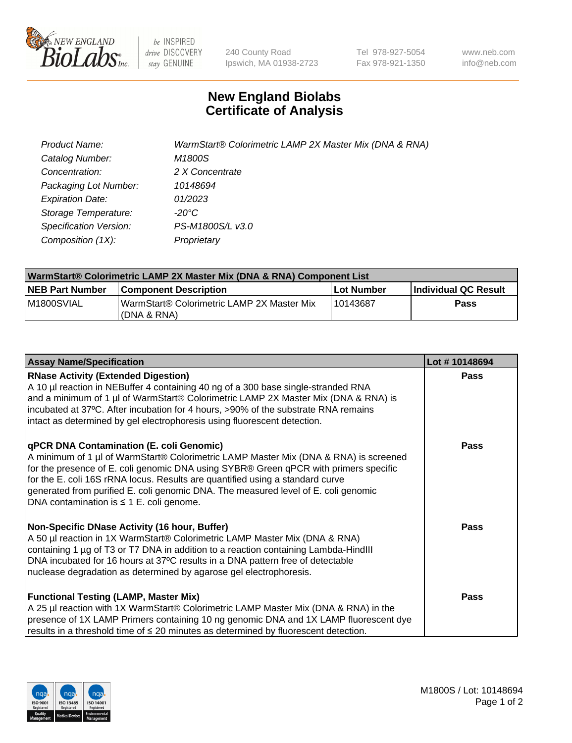# New England Biolabs Certificate of Analysis

| | |
|---|---|
| *Product Name:* | *WarmStart® Colorimetric LAMP 2X Master Mix (DNA & RNA)* |
| *Catalog Number:* | *M1800S* |
| *Concentration:* | *2 X Concentrate* |
| *Packaging Lot Number:* | *10148694* |
| *Expiration Date:* | *01/2023* |
| *Storage Temperature:* | *-20°C* |
| *Specification Version:* | *PS-M1800S/L v3.0* |
| *Composition (1X):* | *Proprietary* |

| WarmStart® Colorimetric LAMP 2X Master Mix (DNA & RNA) Component List | | | |
|---|---|---|---|
| **NEB Part Number** | **Component Description** | **Lot Number** | **Individual QC Result** |
| M1800SVIAL | WarmStart® Colorimetric LAMP 2X Master Mix (DNA & RNA) | 10143687 | **Pass** |

| Assay Name/Specification | Lot # 10148694 |
|---|---|
| **RNase Activity (Extended Digestion)**<br>A 10 µl reaction in NEBuffer 4 containing 40 ng of a 300 base single-stranded RNA and a minimum of 1 µl of WarmStart® Colorimetric LAMP 2X Master Mix (DNA & RNA) is incubated at 37ºC. After incubation for 4 hours, >90% of the substrate RNA remains intact as determined by gel electrophoresis using fluorescent detection. | **Pass** |
| **qPCR DNA Contamination (E. coli Genomic)**<br>A minimum of 1 µl of WarmStart® Colorimetric LAMP Master Mix (DNA & RNA) is screened for the presence of E. coli genomic DNA using SYBR® Green qPCR with primers specific for the E. coli 16S rRNA locus. Results are quantified using a standard curve generated from purified E. coli genomic DNA. The measured level of E. coli genomic DNA contamination is ≤ 1 E. coli genome. | **Pass** |
| **Non-Specific DNase Activity (16 hour, Buffer)**<br>A 50 µl reaction in 1X WarmStart® Colorimetric LAMP Master Mix (DNA & RNA) containing 1 µg of T3 or T7 DNA in addition to a reaction containing Lambda-HindIII DNA incubated for 16 hours at 37ºC results in a DNA pattern free of detectable nuclease degradation as determined by agarose gel electrophoresis. | **Pass** |
| **Functional Testing (LAMP, Master Mix)**<br>A 25 µl reaction with 1X WarmStart® Colorimetric LAMP Master Mix (DNA & RNA) in the presence of 1X LAMP Primers containing 10 ng genomic DNA and 1X LAMP fluorescent dye results in a threshold time of ≤ 20 minutes as determined by fluorescent detection. | **Pass** |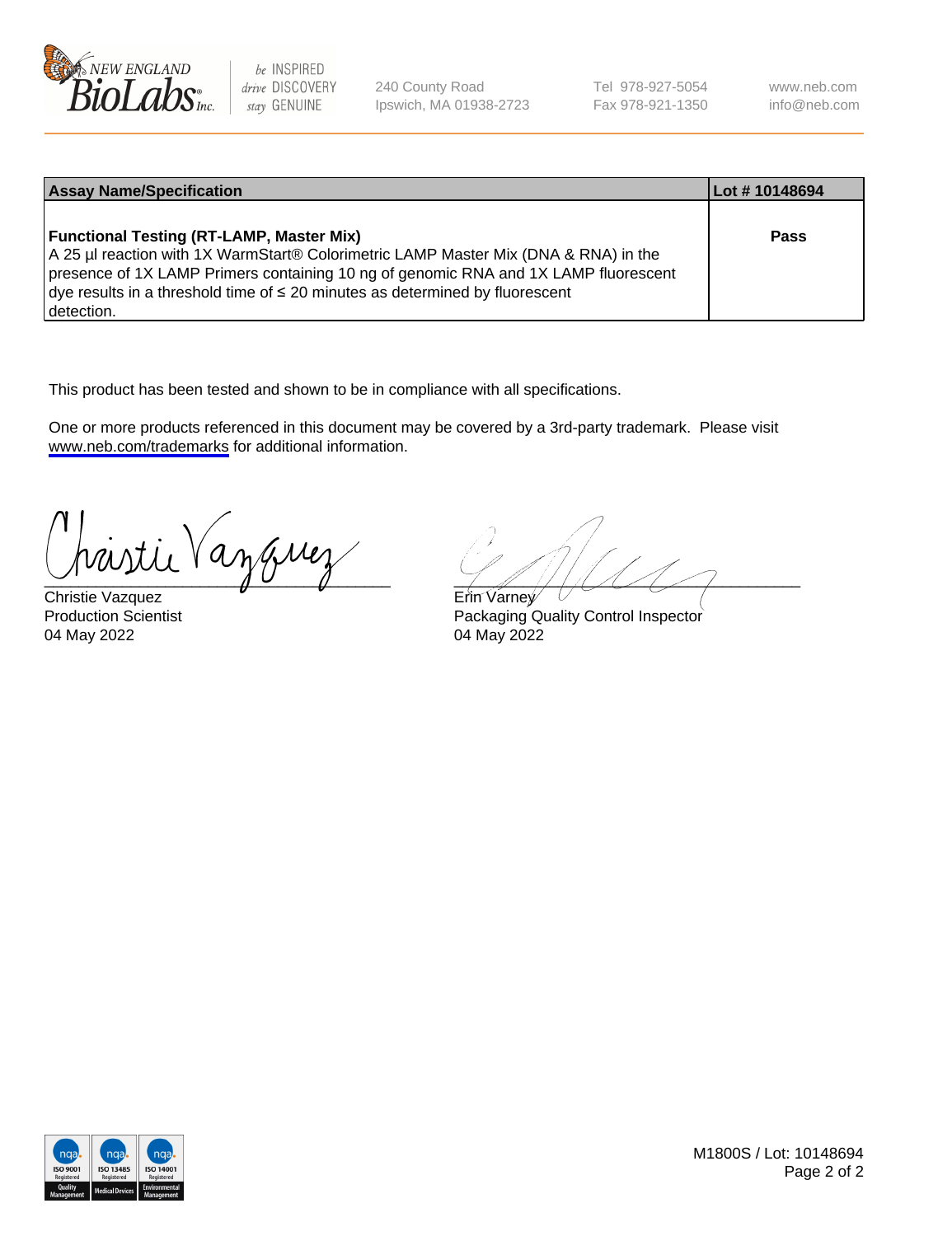NEW ENGLAND BioLabs Inc. | be INSPIRED drive DISCOVERY stay GENUINE | 240 County Road Ipswich, MA 01938-2723 | Tel 978-927-5054 Fax 978-921-1350 | www.neb.com info@neb.com

| Assay Name/Specification | Lot # 10148694 |
| --- | --- |
| **Functional Testing (RT-LAMP, Master Mix)** A 25 µl reaction with 1X WarmStart® Colorimetric LAMP Master Mix (DNA & RNA) in the presence of 1X LAMP Primers containing 10 ng of genomic RNA and 1X LAMP fluorescent dye results in a threshold time of ≤ 20 minutes as determined by fluorescent detection. | **Pass** |

This product has been tested and shown to be in compliance with all specifications.

One or more products referenced in this document may be covered by a 3rd-party trademark. Please visit www.neb.com/trademarks for additional information.

Christie Vazquez
Production Scientist
04 May 2022

Erin Varney
Packaging Quality Control Inspector
04 May 2022

M1800S / Lot: 10148694